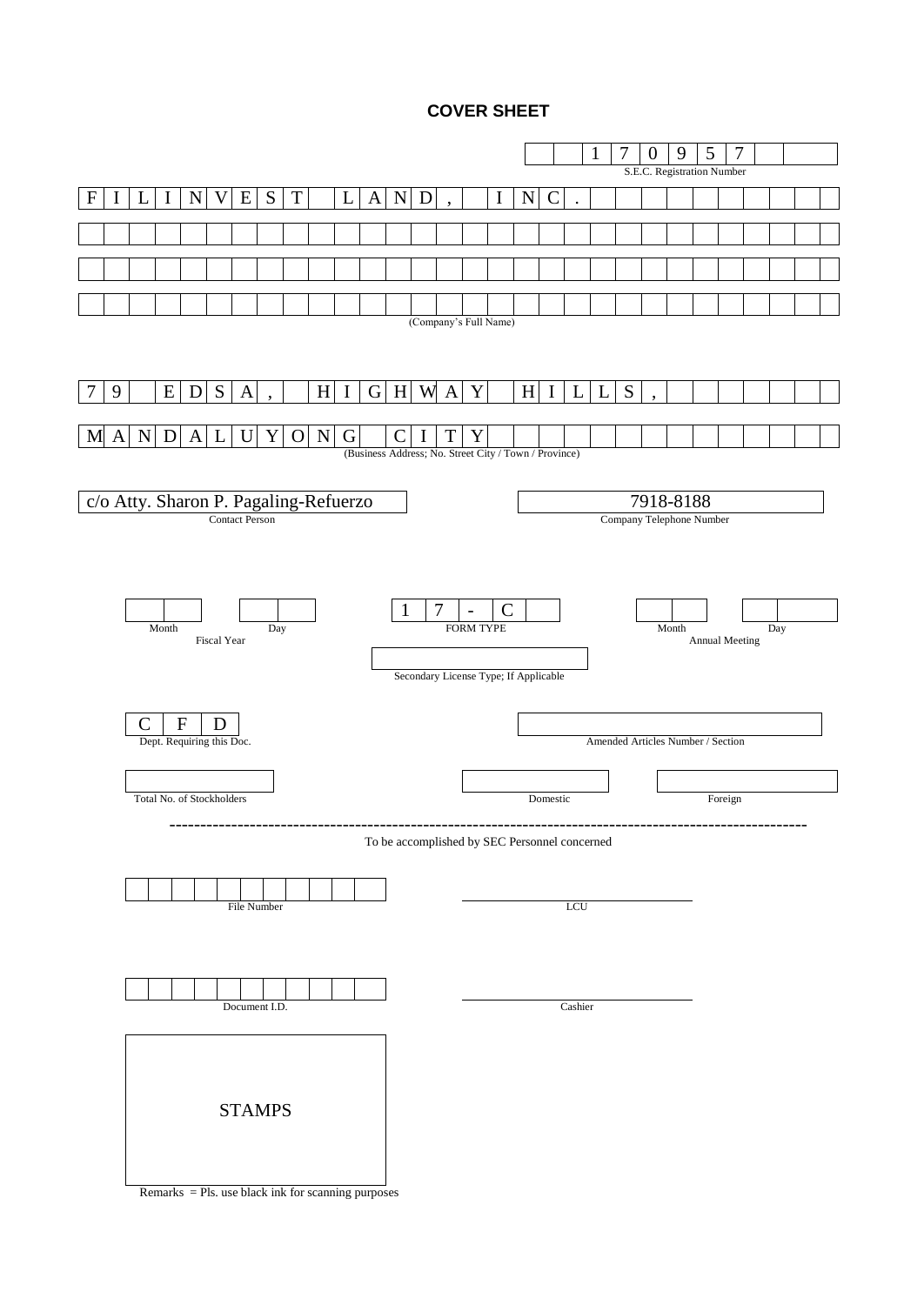# COVER SHEET

**1 7 0 9 5 7**
S.E.C. Registration Number

**FILINVEST LAND, INC.**

(Company's Full Name)

**79 EDSA, HIGHWAY HILLS,**
**MANDALUYONG CITY**

(Business Address; No. Street City / Town / Province)

| c/o Atty. Sharon P. Pagaling-Refuerzo | 7918-8188 |
|---|---|
| Contact Person | Company Telephone Number |

| Month / Day | 17-C | Month / Day |
|---|---|---|
| Fiscal Year | FORM TYPE | Annual Meeting |

Secondary License Type; If Applicable

| CFD | |
|---|---|
| Dept. Requiring this Doc. | Amended Articles Number / Section |

| | | |
|---|---|---|
| Total No. of Stockholders | Domestic | Foreign |

---

To be accomplished by SEC Personnel concerned

| | |
|---|---|
| File Number | LCU |
| Document I.D. | Cashier |

STAMPS

Remarks = Pls. use black ink for scanning purposes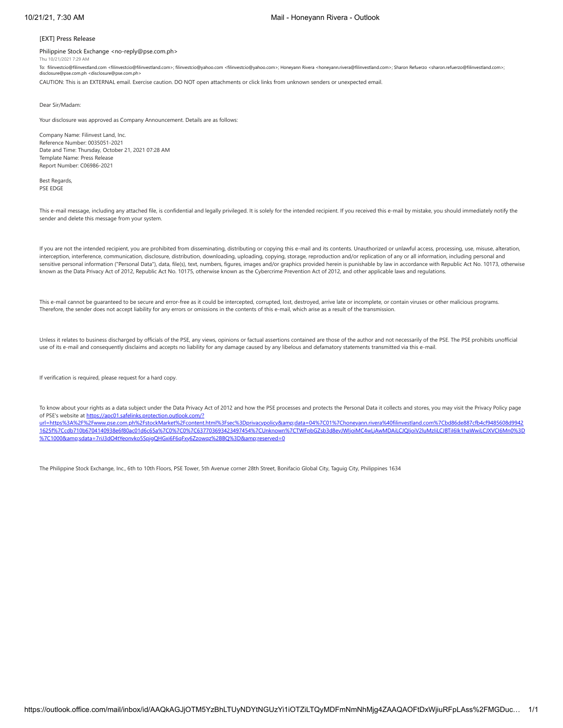**[EXT] Press Release**

Philippine Stock Exchange <no-reply@pse.com.ph>

Thu 10/21/2021 7:29 AM

To: filinvestcio@filinvestland.com <filinvestcio@filinvestland.com>; filinvestcio@yahoo.com <filinvestcio@yahoo.com>; Honeyann Rivera <honeyann.rivera@filinvestland.com>; Sharon Refuerzo <sharon.refuerzo@filinvestland.com>; disclosure@pse.com.ph <disclosure@pse.com.ph>

CAUTION: This is an EXTERNAL email. Exercise caution. DO NOT open attachments or click links from unknown senders or unexpected email.

Dear Sir/Madam:

Your disclosure was approved as Company Announcement. Details are as follows:

Company Name: Filinvest Land, Inc.
Reference Number: 0035051-2021
Date and Time: Thursday, October 21, 2021 07:28 AM
Template Name: Press Release
Report Number: C06986-2021

Best Regards,
PSE EDGE

This e-mail message, including any attached file, is confidential and legally privileged. It is solely for the intended recipient. If you received this e-mail by mistake, you should immediately notify the sender and delete this message from your system.

If you are not the intended recipient, you are prohibited from disseminating, distributing or copying this e-mail and its contents. Unauthorized or unlawful access, processing, use, misuse, alteration, interception, interference, communication, disclosure, distribution, downloading, uploading, copying, storage, reproduction and/or replication of any or all information, including personal and sensitive personal information ("Personal Data"), data, file(s), text, numbers, figures, images and/or graphics provided herein is punishable by law in accordance with Republic Act No. 10173, otherwise known as the Data Privacy Act of 2012, Republic Act No. 10175, otherwise known as the Cybercrime Prevention Act of 2012, and other applicable laws and regulations.

This e-mail cannot be guaranteed to be secure and error-free as it could be intercepted, corrupted, lost, destroyed, arrive late or incomplete, or contain viruses or other malicious programs. Therefore, the sender does not accept liability for any errors or omissions in the contents of this e-mail, which arise as a result of the transmission.

Unless it relates to business discharged by officials of the PSE, any views, opinions or factual assertions contained are those of the author and not necessarily of the PSE. The PSE prohibits unofficial use of its e-mail and consequently disclaims and accepts no liability for any damage caused by any libelous and defamatory statements transmitted via this e-mail.

If verification is required, please request for a hard copy.

To know about your rights as a data subject under the Data Privacy Act of 2012 and how the PSE processes and protects the Personal Data it collects and stores, you may visit the Privacy Policy page of PSE's website at https://apc01.safelinks.protection.outlook.com/?url=https%3A%2F%2Fwww.pse.com.ph%2FstockMarket%2Fcontent.html%3Fsec%3Dprivacypolicy&amp;data=04%7C01%7Choneyann.rivera%40filinvestland.com%7Cbd86de887cfb4cf9485608d99421625f%7Ccdb710b6704140938e6f80ac01d6c65a%7C0%7C0%7C637703693423497454%7CUnknown%7CTWFpbGZsb3d8eyJWIjoiMC4wLjAwMDAiLCJQIjoiV2luMzIiLCJBTiI6Ik1haWwiLCJXVCI6Mn0%3D%7C1000&amp;sdata=7riJ3dO4tYeonvko5SpjgQHGxi6F6qFxy6Zzowqz%2BBQ%3D&amp;reserved=0

The Philippine Stock Exchange, Inc., 6th to 10th Floors, PSE Tower, 5th Avenue corner 28th Street, Bonifacio Global City, Taguig City, Philippines 1634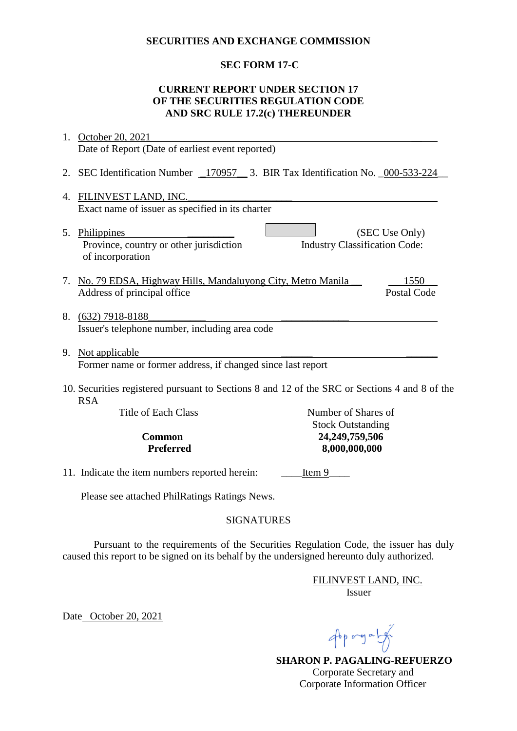**SECURITIES AND EXCHANGE COMMISSION**

**SEC FORM 17-C**

**CURRENT REPORT UNDER SECTION 17
OF THE SECURITIES REGULATION CODE
AND SRC RULE 17.2(c) THEREUNDER**

1. October 20, 2021
   Date of Report (Date of earliest event reported)

2. SEC Identification Number 170957 3. BIR Tax Identification No. 000-533-224

4. FILINVEST LAND, INC.
   Exact name of issuer as specified in its charter

5. Philippines
   Province, country or other jurisdiction of incorporation

   (SEC Use Only)
   Industry Classification Code:

7. No. 79 EDSA, Highway Hills, Mandaluyong City, Metro Manila — 1550
   Address of principal office — Postal Code

8. (632) 7918-8188
   Issuer's telephone number, including area code

9. Not applicable
   Former name or former address, if changed since last report

10. Securities registered pursuant to Sections 8 and 12 of the SRC or Sections 4 and 8 of the RSA

| Title of Each Class | Number of Shares of Stock Outstanding |
|---|---|
| **Common** | **24,249,759,506** |
| **Preferred** | **8,000,000,000** |

11. Indicate the item numbers reported herein: Item 9

Please see attached PhilRatings Ratings News.

SIGNATURES

Pursuant to the requirements of the Securities Regulation Code, the issuer has duly caused this report to be signed on its behalf by the undersigned hereunto duly authorized.

FILINVEST LAND, INC.
Issuer

Date October 20, 2021

**SHARON P. PAGALING-REFUERZO**
Corporate Secretary and
Corporate Information Officer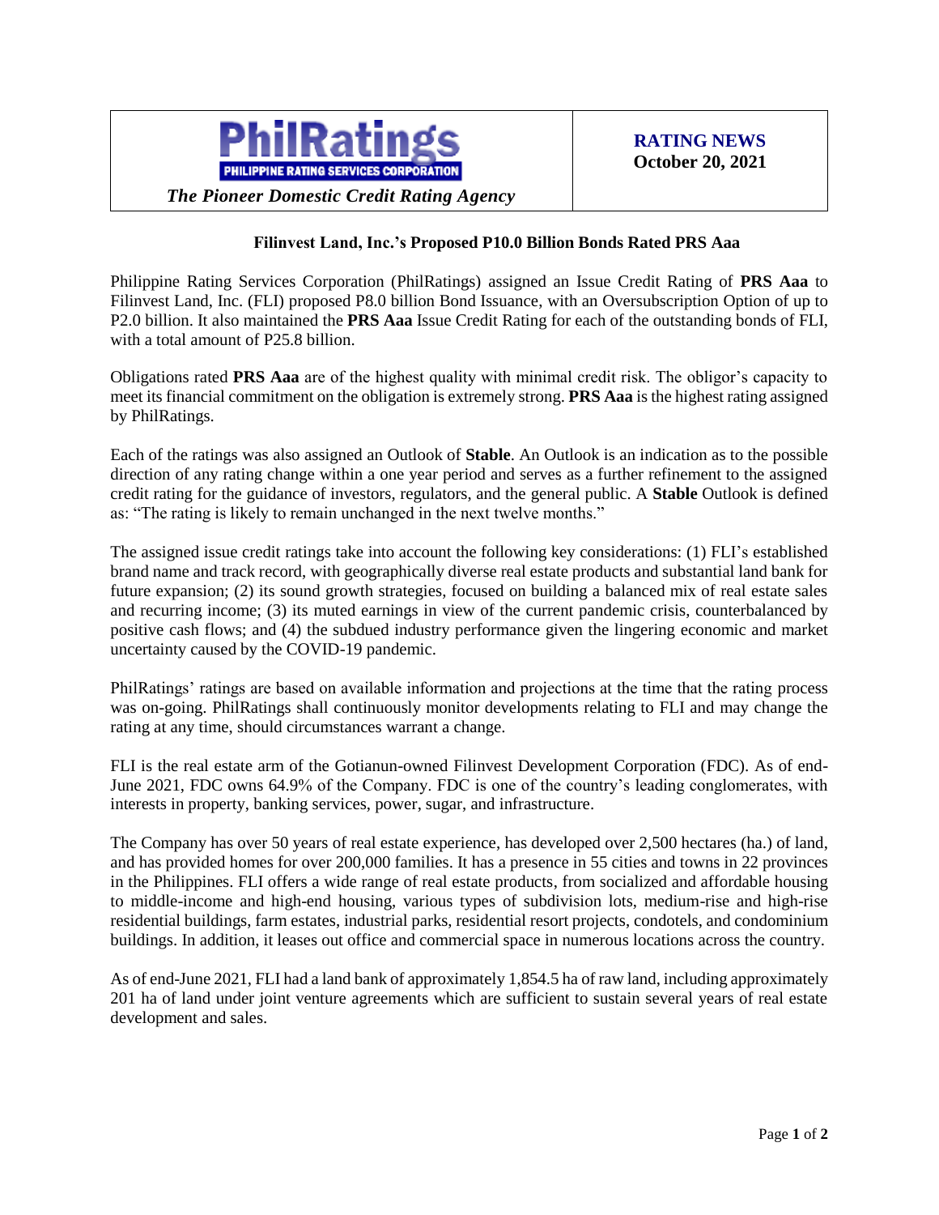| PhilRatings PHILIPPINE RATING SERVICES CORPORATION *The Pioneer Domestic Credit Rating Agency* | **RATING NEWS** **October 20, 2021** |
|---|---|

**Filinvest Land, Inc.'s Proposed P10.0 Billion Bonds Rated PRS Aaa**

Philippine Rating Services Corporation (PhilRatings) assigned an Issue Credit Rating of **PRS Aaa** to Filinvest Land, Inc. (FLI) proposed P8.0 billion Bond Issuance, with an Oversubscription Option of up to P2.0 billion. It also maintained the **PRS Aaa** Issue Credit Rating for each of the outstanding bonds of FLI, with a total amount of P25.8 billion.

Obligations rated **PRS Aaa** are of the highest quality with minimal credit risk. The obligor's capacity to meet its financial commitment on the obligation is extremely strong. **PRS Aaa** is the highest rating assigned by PhilRatings.

Each of the ratings was also assigned an Outlook of **Stable**. An Outlook is an indication as to the possible direction of any rating change within a one year period and serves as a further refinement to the assigned credit rating for the guidance of investors, regulators, and the general public. A **Stable** Outlook is defined as: "The rating is likely to remain unchanged in the next twelve months."

The assigned issue credit ratings take into account the following key considerations: (1) FLI's established brand name and track record, with geographically diverse real estate products and substantial land bank for future expansion; (2) its sound growth strategies, focused on building a balanced mix of real estate sales and recurring income; (3) its muted earnings in view of the current pandemic crisis, counterbalanced by positive cash flows; and (4) the subdued industry performance given the lingering economic and market uncertainty caused by the COVID-19 pandemic.

PhilRatings' ratings are based on available information and projections at the time that the rating process was on-going. PhilRatings shall continuously monitor developments relating to FLI and may change the rating at any time, should circumstances warrant a change.

FLI is the real estate arm of the Gotianun-owned Filinvest Development Corporation (FDC). As of end-June 2021, FDC owns 64.9% of the Company. FDC is one of the country's leading conglomerates, with interests in property, banking services, power, sugar, and infrastructure.

The Company has over 50 years of real estate experience, has developed over 2,500 hectares (ha.) of land, and has provided homes for over 200,000 families. It has a presence in 55 cities and towns in 22 provinces in the Philippines. FLI offers a wide range of real estate products, from socialized and affordable housing to middle-income and high-end housing, various types of subdivision lots, medium-rise and high-rise residential buildings, farm estates, industrial parks, residential resort projects, condotels, and condominium buildings. In addition, it leases out office and commercial space in numerous locations across the country.

As of end-June 2021, FLI had a land bank of approximately 1,854.5 ha of raw land, including approximately 201 ha of land under joint venture agreements which are sufficient to sustain several years of real estate development and sales.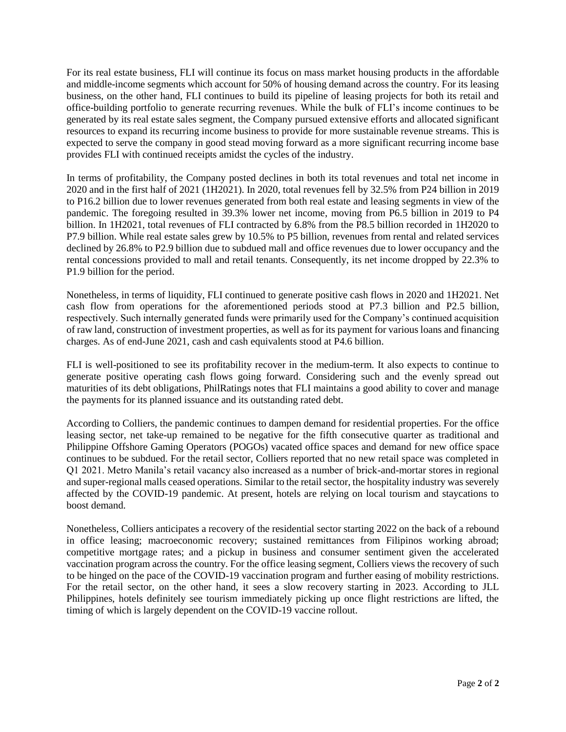For its real estate business, FLI will continue its focus on mass market housing products in the affordable and middle-income segments which account for 50% of housing demand across the country. For its leasing business, on the other hand, FLI continues to build its pipeline of leasing projects for both its retail and office-building portfolio to generate recurring revenues. While the bulk of FLI's income continues to be generated by its real estate sales segment, the Company pursued extensive efforts and allocated significant resources to expand its recurring income business to provide for more sustainable revenue streams. This is expected to serve the company in good stead moving forward as a more significant recurring income base provides FLI with continued receipts amidst the cycles of the industry.

In terms of profitability, the Company posted declines in both its total revenues and total net income in 2020 and in the first half of 2021 (1H2021). In 2020, total revenues fell by 32.5% from P24 billion in 2019 to P16.2 billion due to lower revenues generated from both real estate and leasing segments in view of the pandemic. The foregoing resulted in 39.3% lower net income, moving from P6.5 billion in 2019 to P4 billion. In 1H2021, total revenues of FLI contracted by 6.8% from the P8.5 billion recorded in 1H2020 to P7.9 billion. While real estate sales grew by 10.5% to P5 billion, revenues from rental and related services declined by 26.8% to P2.9 billion due to subdued mall and office revenues due to lower occupancy and the rental concessions provided to mall and retail tenants. Consequently, its net income dropped by 22.3% to P1.9 billion for the period.

Nonetheless, in terms of liquidity, FLI continued to generate positive cash flows in 2020 and 1H2021. Net cash flow from operations for the aforementioned periods stood at P7.3 billion and P2.5 billion, respectively. Such internally generated funds were primarily used for the Company's continued acquisition of raw land, construction of investment properties, as well as for its payment for various loans and financing charges. As of end-June 2021, cash and cash equivalents stood at P4.6 billion.

FLI is well-positioned to see its profitability recover in the medium-term. It also expects to continue to generate positive operating cash flows going forward. Considering such and the evenly spread out maturities of its debt obligations, PhilRatings notes that FLI maintains a good ability to cover and manage the payments for its planned issuance and its outstanding rated debt.

According to Colliers, the pandemic continues to dampen demand for residential properties. For the office leasing sector, net take-up remained to be negative for the fifth consecutive quarter as traditional and Philippine Offshore Gaming Operators (POGOs) vacated office spaces and demand for new office space continues to be subdued. For the retail sector, Colliers reported that no new retail space was completed in Q1 2021. Metro Manila's retail vacancy also increased as a number of brick-and-mortar stores in regional and super-regional malls ceased operations. Similar to the retail sector, the hospitality industry was severely affected by the COVID-19 pandemic. At present, hotels are relying on local tourism and staycations to boost demand.

Nonetheless, Colliers anticipates a recovery of the residential sector starting 2022 on the back of a rebound in office leasing; macroeconomic recovery; sustained remittances from Filipinos working abroad; competitive mortgage rates; and a pickup in business and consumer sentiment given the accelerated vaccination program across the country. For the office leasing segment, Colliers views the recovery of such to be hinged on the pace of the COVID-19 vaccination program and further easing of mobility restrictions. For the retail sector, on the other hand, it sees a slow recovery starting in 2023. According to JLL Philippines, hotels definitely see tourism immediately picking up once flight restrictions are lifted, the timing of which is largely dependent on the COVID-19 vaccine rollout.